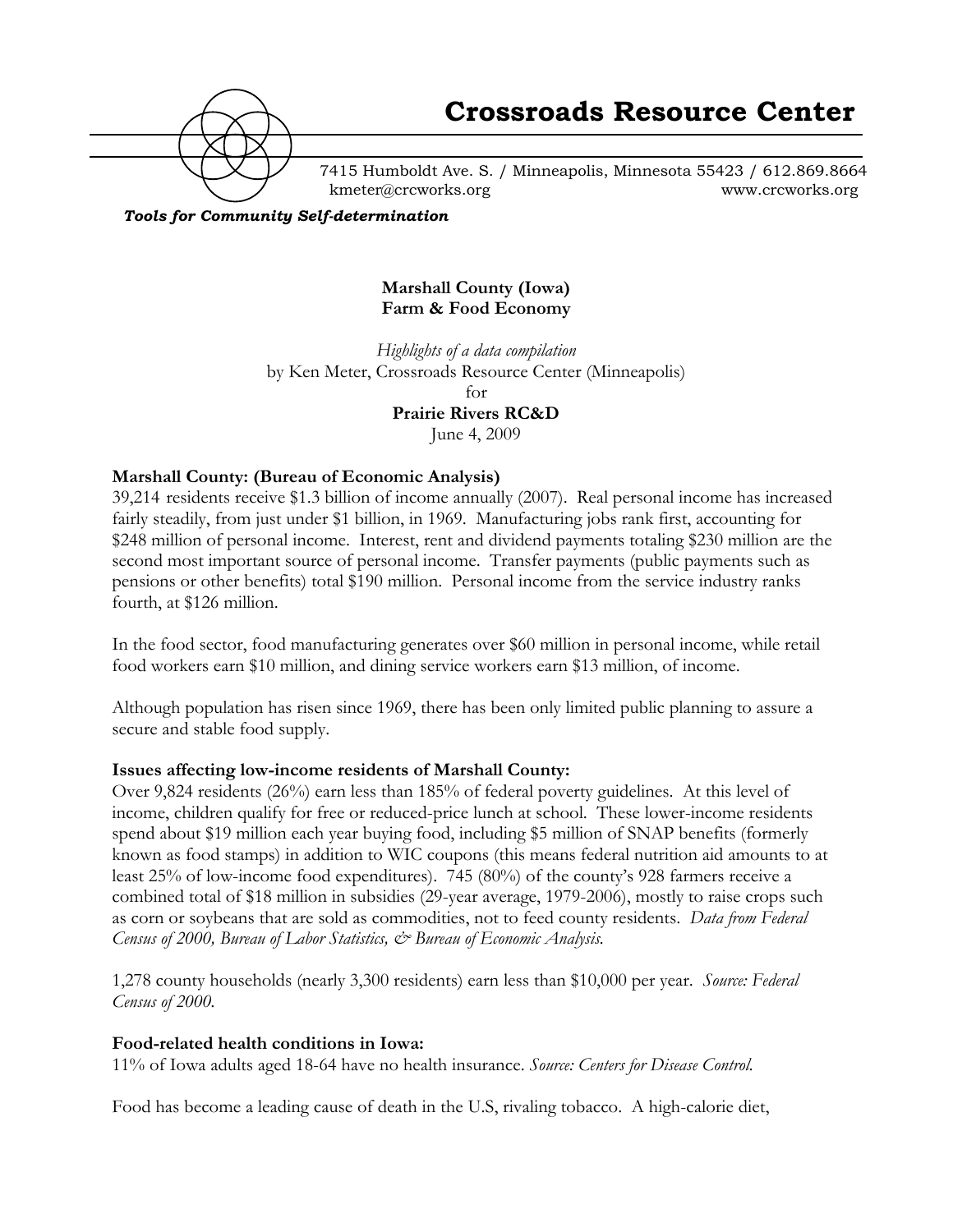# Crossroads Resource Center

7415 Humboldt Ave. S. / Minneapolis, Minnesota 55423 / 612.869.8664
kmeter@crcworks.org www.crcworks.org

*Tools for Community Self-determination*

**Marshall County (Iowa)**
**Farm & Food Economy**

*Highlights of a data compilation*
by Ken Meter, Crossroads Resource Center (Minneapolis)
for
**Prairie Rivers RC&D**
June 4, 2009

**Marshall County: (Bureau of Economic Analysis)**
39,214 residents receive $1.3 billion of income annually (2007). Real personal income has increased fairly steadily, from just under $1 billion, in 1969. Manufacturing jobs rank first, accounting for $248 million of personal income. Interest, rent and dividend payments totaling $230 million are the second most important source of personal income. Transfer payments (public payments such as pensions or other benefits) total $190 million. Personal income from the service industry ranks fourth, at $126 million.

In the food sector, food manufacturing generates over $60 million in personal income, while retail food workers earn $10 million, and dining service workers earn $13 million, of income.

Although population has risen since 1969, there has been only limited public planning to assure a secure and stable food supply.

**Issues affecting low-income residents of Marshall County:**
Over 9,824 residents (26%) earn less than 185% of federal poverty guidelines. At this level of income, children qualify for free or reduced-price lunch at school. These lower-income residents spend about $19 million each year buying food, including $5 million of SNAP benefits (formerly known as food stamps) in addition to WIC coupons (this means federal nutrition aid amounts to at least 25% of low-income food expenditures). 745 (80%) of the county's 928 farmers receive a combined total of $18 million in subsidies (29-year average, 1979-2006), mostly to raise crops such as corn or soybeans that are sold as commodities, not to feed county residents. *Data from Federal Census of 2000, Bureau of Labor Statistics, & Bureau of Economic Analysis.*

1,278 county households (nearly 3,300 residents) earn less than $10,000 per year. *Source: Federal Census of 2000.*

**Food-related health conditions in Iowa:**
11% of Iowa adults aged 18-64 have no health insurance. *Source: Centers for Disease Control.*

Food has become a leading cause of death in the U.S, rivaling tobacco. A high-calorie diet,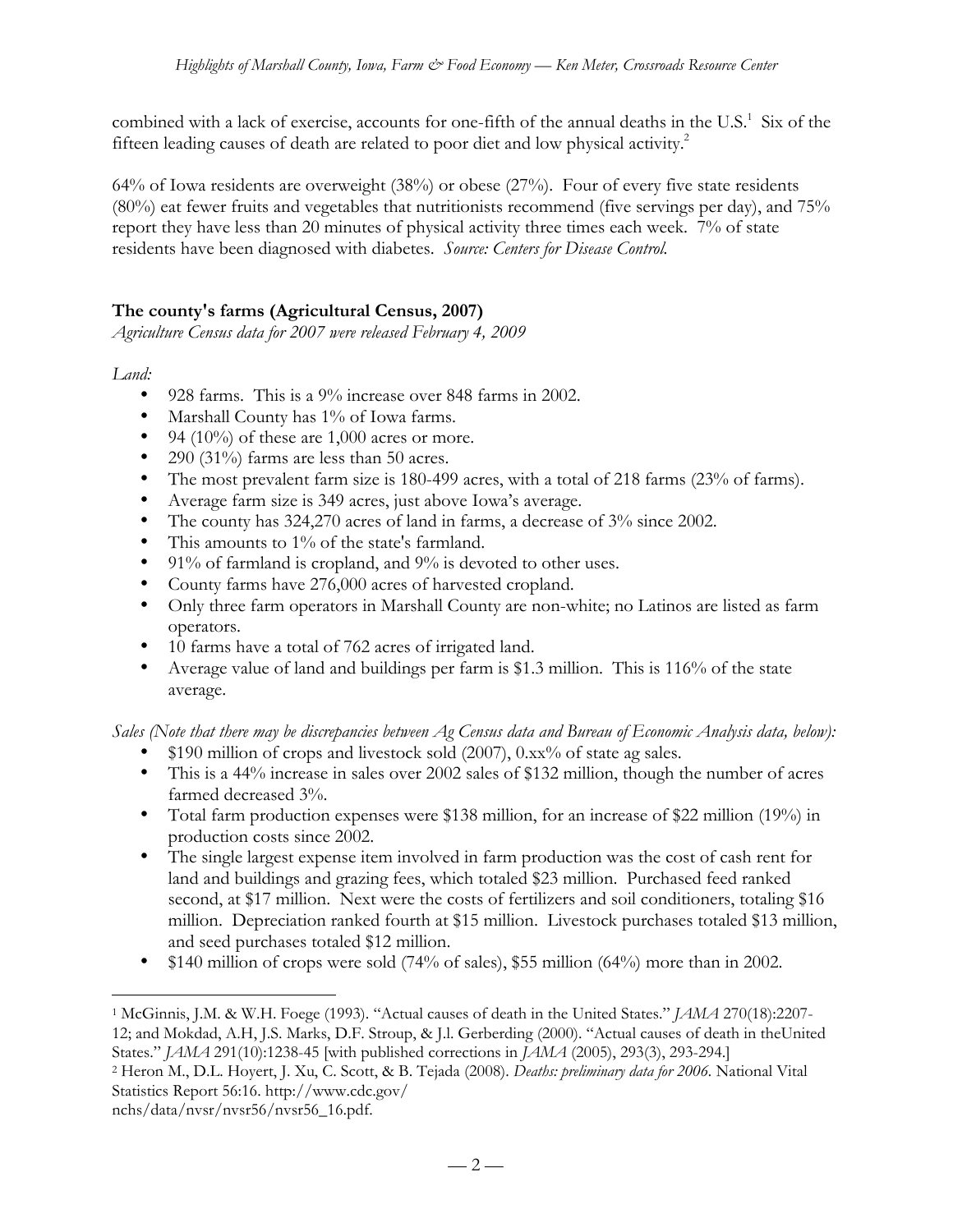combined with a lack of exercise, accounts for one-fifth of the annual deaths in the U.S.[1] Six of the fifteen leading causes of death are related to poor diet and low physical activity.[2]

64% of Iowa residents are overweight (38%) or obese (27%). Four of every five state residents (80%) eat fewer fruits and vegetables that nutritionists recommend (five servings per day), and 75% report they have less than 20 minutes of physical activity three times each week. 7% of state residents have been diagnosed with diabetes. *Source: Centers for Disease Control.*

## The county's farms (Agricultural Census, 2007)

*Agriculture Census data for 2007 were released February 4, 2009*

*Land:*

- 928 farms. This is a 9% increase over 848 farms in 2002.
- Marshall County has 1% of Iowa farms.
- 94 (10%) of these are 1,000 acres or more.
- 290 (31%) farms are less than 50 acres.
- The most prevalent farm size is 180-499 acres, with a total of 218 farms (23% of farms).
- Average farm size is 349 acres, just above Iowa's average.
- The county has 324,270 acres of land in farms, a decrease of 3% since 2002.
- This amounts to 1% of the state's farmland.
- 91% of farmland is cropland, and 9% is devoted to other uses.
- County farms have 276,000 acres of harvested cropland.
- Only three farm operators in Marshall County are non-white; no Latinos are listed as farm operators.
- 10 farms have a total of 762 acres of irrigated land.
- Average value of land and buildings per farm is $1.3 million. This is 116% of the state average.

*Sales (Note that there may be discrepancies between Ag Census data and Bureau of Economic Analysis data, below):*

- $190 million of crops and livestock sold (2007), 0.xx% of state ag sales.
- This is a 44% increase in sales over 2002 sales of $132 million, though the number of acres farmed decreased 3%.
- Total farm production expenses were $138 million, for an increase of $22 million (19%) in production costs since 2002.
- The single largest expense item involved in farm production was the cost of cash rent for land and buildings and grazing fees, which totaled $23 million. Purchased feed ranked second, at $17 million. Next were the costs of fertilizers and soil conditioners, totaling $16 million. Depreciation ranked fourth at $15 million. Livestock purchases totaled $13 million, and seed purchases totaled $12 million.
- $140 million of crops were sold (74% of sales), $55 million (64%) more than in 2002.

---

[1] McGinnis, J.M. & W.H. Foege (1993). "Actual causes of death in the United States." *JAMA* 270(18):2207-12; and Mokdad, A.H, J.S. Marks, D.F. Stroup, & J.l. Gerberding (2000). "Actual causes of death in theUnited States." *JAMA* 291(10):1238-45 [with published corrections in *JAMA* (2005), 293(3), 293-294.]

[2] Heron M., D.L. Hoyert, J. Xu, C. Scott, & B. Tejada (2008). *Deaths: preliminary data for 2006.* National Vital Statistics Report 56:16. http://www.cdc.gov/nchs/data/nvsr/nvsr56/nvsr56_16.pdf.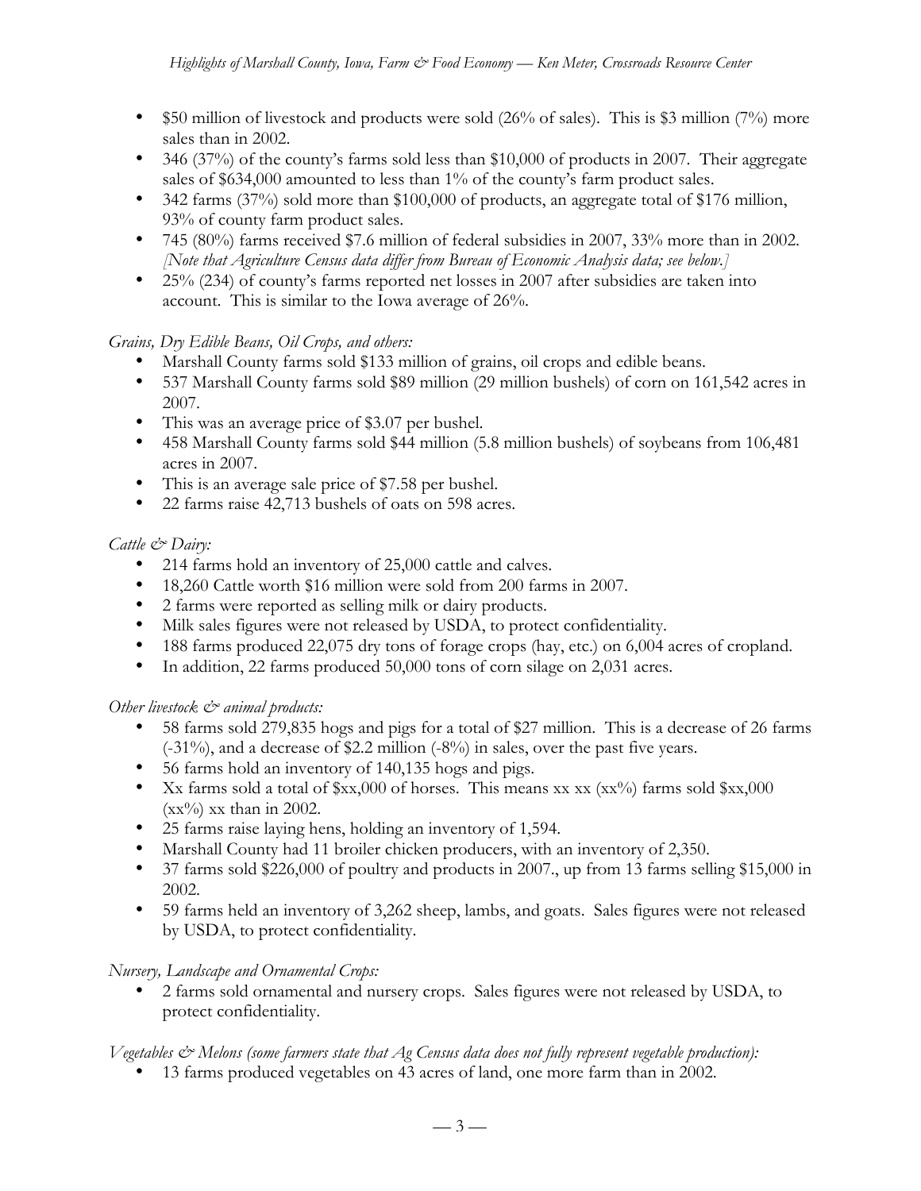- $50 million of livestock and products were sold (26% of sales). This is $3 million (7%) more sales than in 2002.
- 346 (37%) of the county's farms sold less than $10,000 of products in 2007. Their aggregate sales of $634,000 amounted to less than 1% of the county's farm product sales.
- 342 farms (37%) sold more than $100,000 of products, an aggregate total of $176 million, 93% of county farm product sales.
- 745 (80%) farms received $7.6 million of federal subsidies in 2007, 33% more than in 2002. *[Note that Agriculture Census data differ from Bureau of Economic Analysis data; see below.]*
- 25% (234) of county's farms reported net losses in 2007 after subsidies are taken into account. This is similar to the Iowa average of 26%.

*Grains, Dry Edible Beans, Oil Crops, and others:*

- Marshall County farms sold $133 million of grains, oil crops and edible beans.
- 537 Marshall County farms sold $89 million (29 million bushels) of corn on 161,542 acres in 2007.
- This was an average price of $3.07 per bushel.
- 458 Marshall County farms sold $44 million (5.8 million bushels) of soybeans from 106,481 acres in 2007.
- This is an average sale price of $7.58 per bushel.
- 22 farms raise 42,713 bushels of oats on 598 acres.

*Cattle & Dairy:*

- 214 farms hold an inventory of 25,000 cattle and calves.
- 18,260 Cattle worth $16 million were sold from 200 farms in 2007.
- 2 farms were reported as selling milk or dairy products.
- Milk sales figures were not released by USDA, to protect confidentiality.
- 188 farms produced 22,075 dry tons of forage crops (hay, etc.) on 6,004 acres of cropland.
- In addition, 22 farms produced 50,000 tons of corn silage on 2,031 acres.

*Other livestock & animal products:*

- 58 farms sold 279,835 hogs and pigs for a total of $27 million. This is a decrease of 26 farms (-31%), and a decrease of $2.2 million (-8%) in sales, over the past five years.
- 56 farms hold an inventory of 140,135 hogs and pigs.
- Xx farms sold a total of $xx,000 of horses. This means xx xx (xx%) farms sold $xx,000 (xx%) xx than in 2002.
- 25 farms raise laying hens, holding an inventory of 1,594.
- Marshall County had 11 broiler chicken producers, with an inventory of 2,350.
- 37 farms sold $226,000 of poultry and products in 2007., up from 13 farms selling $15,000 in 2002.
- 59 farms held an inventory of 3,262 sheep, lambs, and goats. Sales figures were not released by USDA, to protect confidentiality.

*Nursery, Landscape and Ornamental Crops:*

- 2 farms sold ornamental and nursery crops. Sales figures were not released by USDA, to protect confidentiality.

*Vegetables & Melons (some farmers state that Ag Census data does not fully represent vegetable production):*

- 13 farms produced vegetables on 43 acres of land, one more farm than in 2002.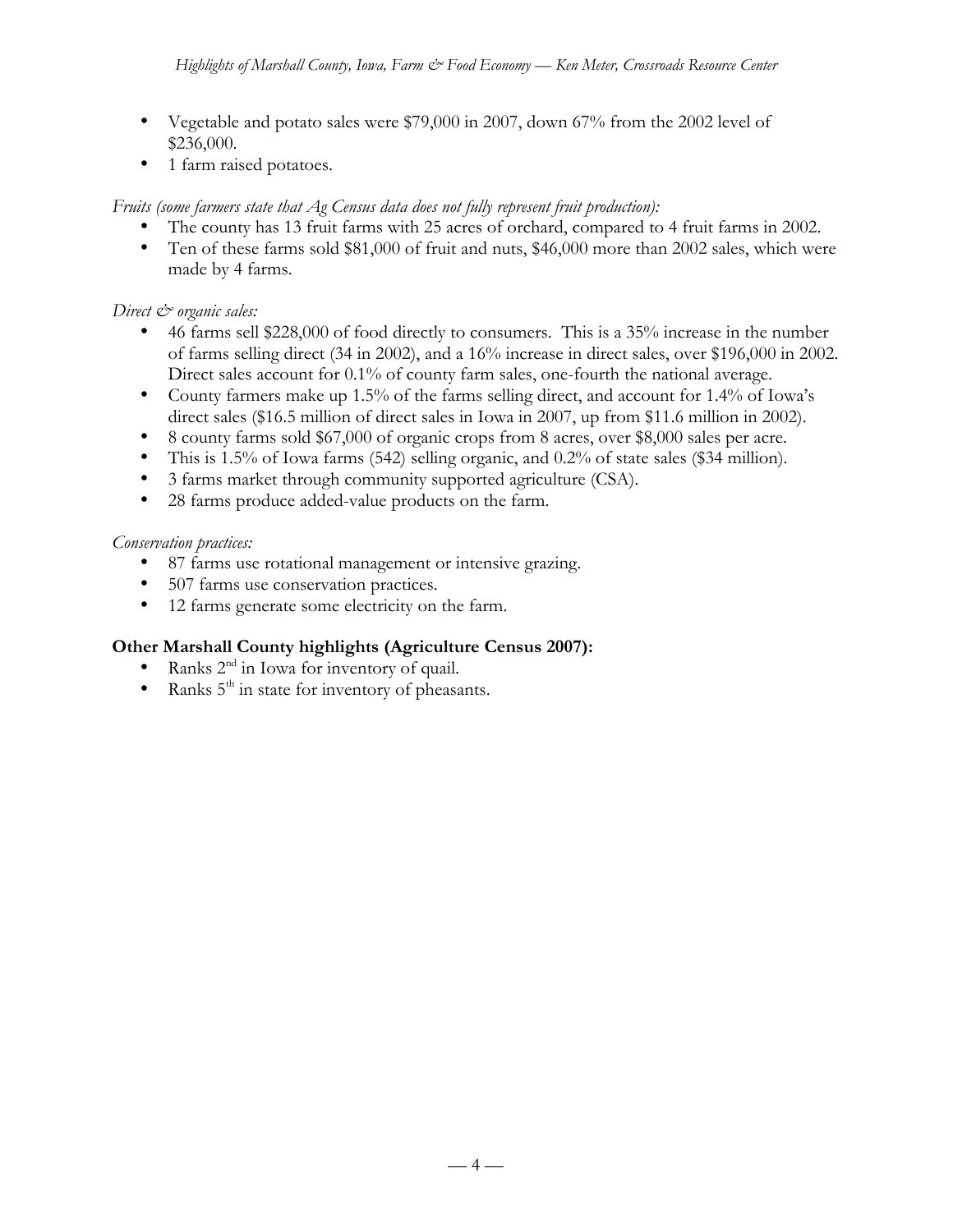- Vegetable and potato sales were $79,000 in 2007, down 67% from the 2002 level of $236,000.
- 1 farm raised potatoes.

*Fruits (some farmers state that Ag Census data does not fully represent fruit production):*

- The county has 13 fruit farms with 25 acres of orchard, compared to 4 fruit farms in 2002.
- Ten of these farms sold $81,000 of fruit and nuts, $46,000 more than 2002 sales, which were made by 4 farms.

*Direct & organic sales:*

- 46 farms sell $228,000 of food directly to consumers. This is a 35% increase in the number of farms selling direct (34 in 2002), and a 16% increase in direct sales, over $196,000 in 2002. Direct sales account for 0.1% of county farm sales, one-fourth the national average.
- County farmers make up 1.5% of the farms selling direct, and account for 1.4% of Iowa's direct sales ($16.5 million of direct sales in Iowa in 2007, up from $11.6 million in 2002).
- 8 county farms sold $67,000 of organic crops from 8 acres, over $8,000 sales per acre.
- This is 1.5% of Iowa farms (542) selling organic, and 0.2% of state sales ($34 million).
- 3 farms market through community supported agriculture (CSA).
- 28 farms produce added-value products on the farm.

*Conservation practices:*

- 87 farms use rotational management or intensive grazing.
- 507 farms use conservation practices.
- 12 farms generate some electricity on the farm.

**Other Marshall County highlights (Agriculture Census 2007):**

- Ranks 2nd in Iowa for inventory of quail.
- Ranks 5th in state for inventory of pheasants.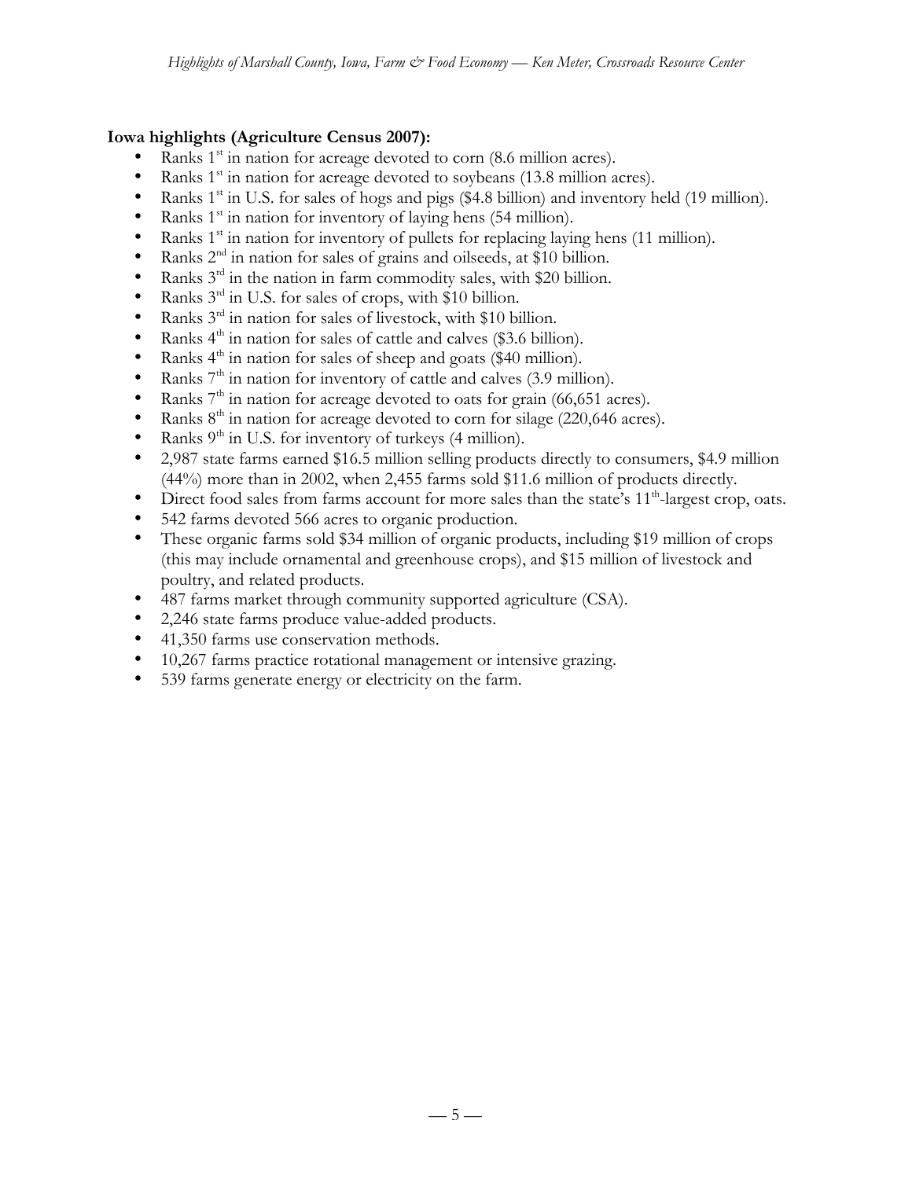**Iowa highlights (Agriculture Census 2007):**

- Ranks 1st in nation for acreage devoted to corn (8.6 million acres).
- Ranks 1st in nation for acreage devoted to soybeans (13.8 million acres).
- Ranks 1st in U.S. for sales of hogs and pigs ($4.8 billion) and inventory held (19 million).
- Ranks 1st in nation for inventory of laying hens (54 million).
- Ranks 1st in nation for inventory of pullets for replacing laying hens (11 million).
- Ranks 2nd in nation for sales of grains and oilseeds, at $10 billion.
- Ranks 3rd in the nation in farm commodity sales, with $20 billion.
- Ranks 3rd in U.S. for sales of crops, with $10 billion.
- Ranks 3rd in nation for sales of livestock, with $10 billion.
- Ranks 4th in nation for sales of cattle and calves ($3.6 billion).
- Ranks 4th in nation for sales of sheep and goats ($40 million).
- Ranks 7th in nation for inventory of cattle and calves (3.9 million).
- Ranks 7th in nation for acreage devoted to oats for grain (66,651 acres).
- Ranks 8th in nation for acreage devoted to corn for silage (220,646 acres).
- Ranks 9th in U.S. for inventory of turkeys (4 million).
- 2,987 state farms earned $16.5 million selling products directly to consumers, $4.9 million (44%) more than in 2002, when 2,455 farms sold $11.6 million of products directly.
- Direct food sales from farms account for more sales than the state's 11th-largest crop, oats.
- 542 farms devoted 566 acres to organic production.
- These organic farms sold $34 million of organic products, including $19 million of crops (this may include ornamental and greenhouse crops), and $15 million of livestock and poultry, and related products.
- 487 farms market through community supported agriculture (CSA).
- 2,246 state farms produce value-added products.
- 41,350 farms use conservation methods.
- 10,267 farms practice rotational management or intensive grazing.
- 539 farms generate energy or electricity on the farm.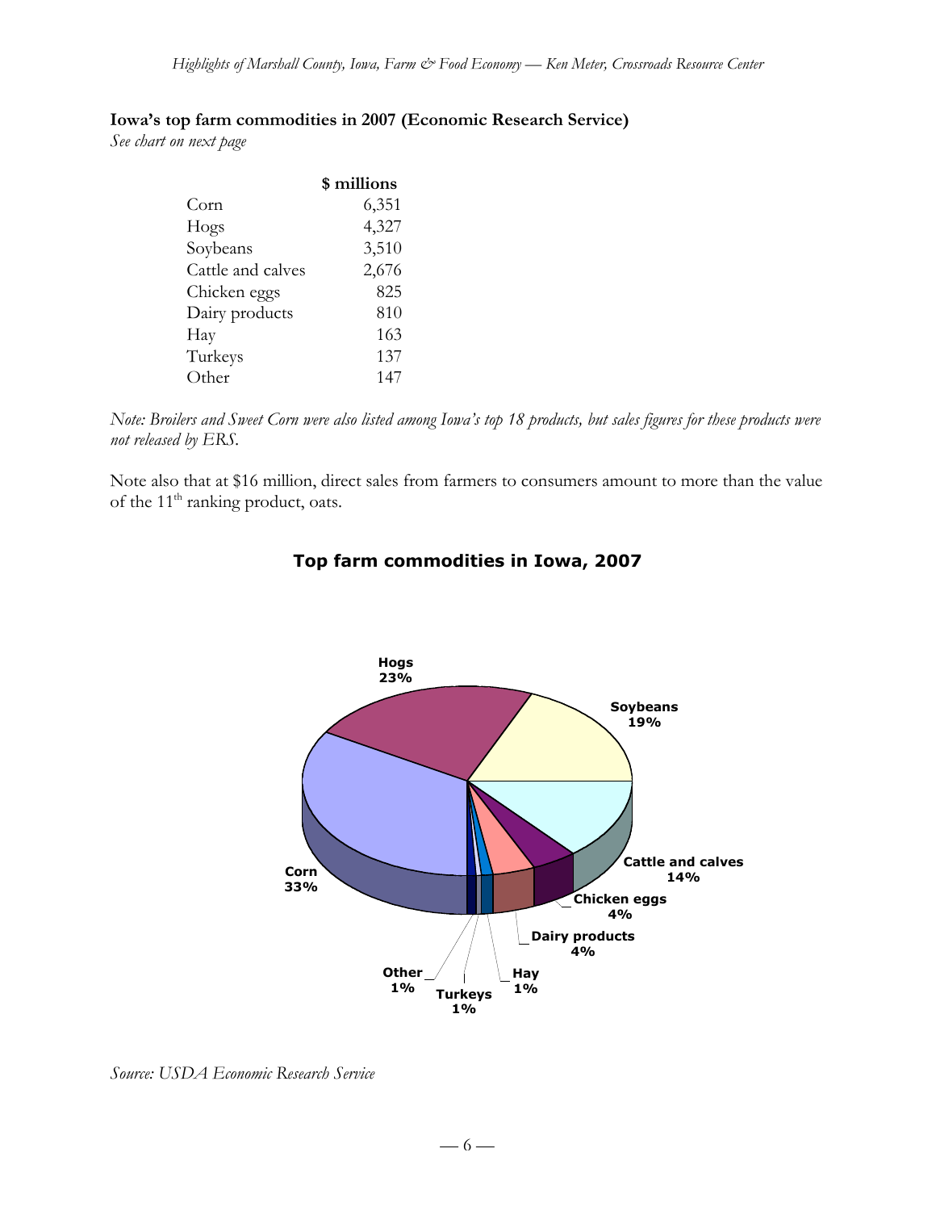**Iowa's top farm commodities in 2007 (Economic Research Service)**

*See chart on next page*

| | $ millions |
|---|---|
| Corn | 6,351 |
| Hogs | 4,327 |
| Soybeans | 3,510 |
| Cattle and calves | 2,676 |
| Chicken eggs | 825 |
| Dairy products | 810 |
| Hay | 163 |
| Turkeys | 137 |
| Other | 147 |

*Note: Broilers and Sweet Corn were also listed among Iowa's top 18 products, but sales figures for these products were not released by ERS.*

Note also that at $16 million, direct sales from farmers to consumers amount to more than the value of the 11th ranking product, oats.

**Top farm commodities in Iowa, 2007**

Corn 33%; Hogs 23%; Soybeans 19%; Cattle and calves 14%; Chicken eggs 4%; Dairy products 4%; Hay 1%; Turkeys 1%; Other 1%

*Source: USDA Economic Research Service*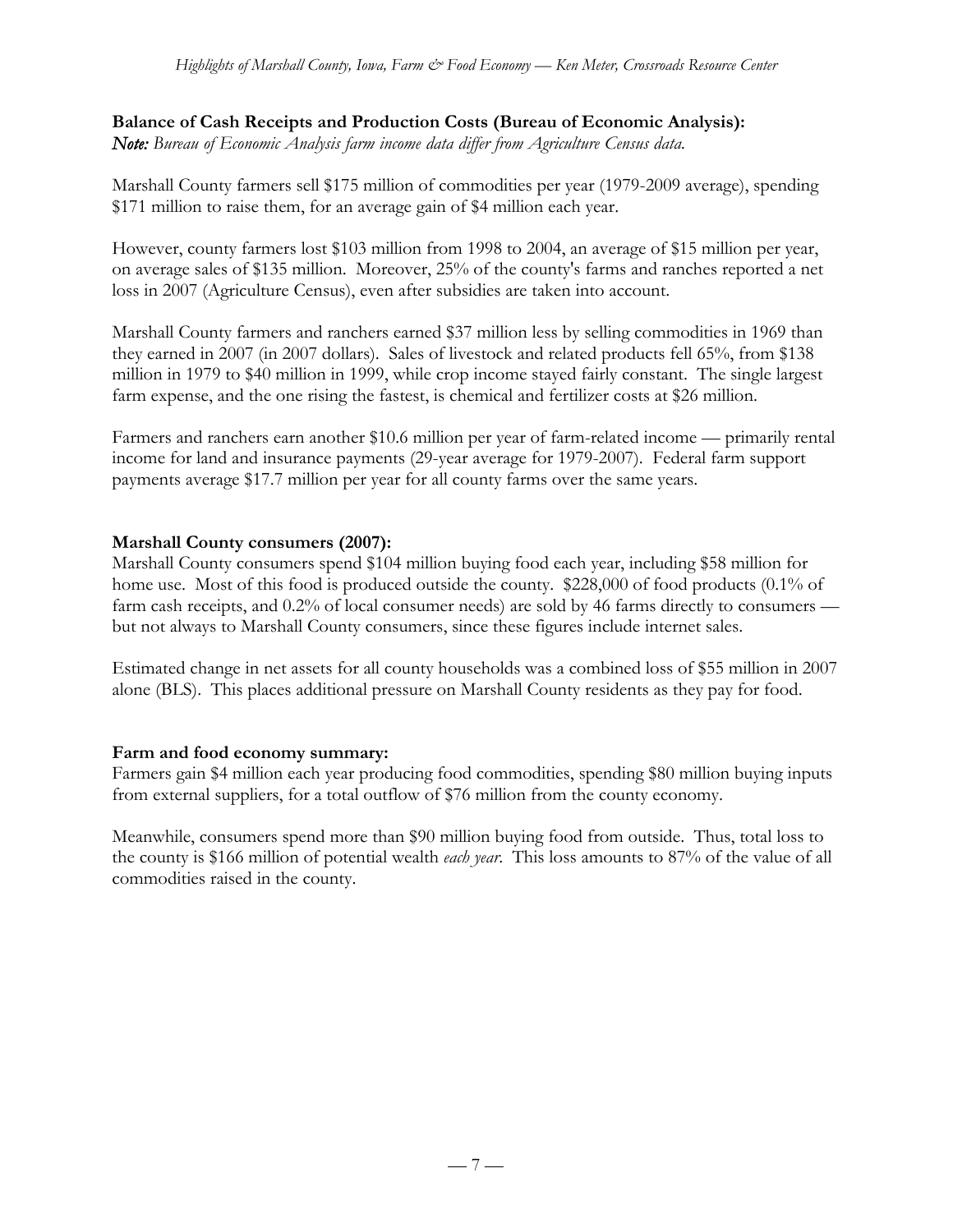**Balance of Cash Receipts and Production Costs (Bureau of Economic Analysis):**

***Note:*** *Bureau of Economic Analysis farm income data differ from Agriculture Census data.*

Marshall County farmers sell $175 million of commodities per year (1979-2009 average), spending $171 million to raise them, for an average gain of $4 million each year.

However, county farmers lost $103 million from 1998 to 2004, an average of $15 million per year, on average sales of $135 million. Moreover, 25% of the county's farms and ranches reported a net loss in 2007 (Agriculture Census), even after subsidies are taken into account.

Marshall County farmers and ranchers earned $37 million less by selling commodities in 1969 than they earned in 2007 (in 2007 dollars). Sales of livestock and related products fell 65%, from $138 million in 1979 to $40 million in 1999, while crop income stayed fairly constant. The single largest farm expense, and the one rising the fastest, is chemical and fertilizer costs at $26 million.

Farmers and ranchers earn another $10.6 million per year of farm-related income — primarily rental income for land and insurance payments (29-year average for 1979-2007). Federal farm support payments average $17.7 million per year for all county farms over the same years.

**Marshall County consumers (2007):**

Marshall County consumers spend $104 million buying food each year, including $58 million for home use. Most of this food is produced outside the county. $228,000 of food products (0.1% of farm cash receipts, and 0.2% of local consumer needs) are sold by 46 farms directly to consumers — but not always to Marshall County consumers, since these figures include internet sales.

Estimated change in net assets for all county households was a combined loss of $55 million in 2007 alone (BLS). This places additional pressure on Marshall County residents as they pay for food.

**Farm and food economy summary:**

Farmers gain $4 million each year producing food commodities, spending $80 million buying inputs from external suppliers, for a total outflow of $76 million from the county economy.

Meanwhile, consumers spend more than $90 million buying food from outside. Thus, total loss to the county is $166 million of potential wealth *each year*. This loss amounts to 87% of the value of all commodities raised in the county.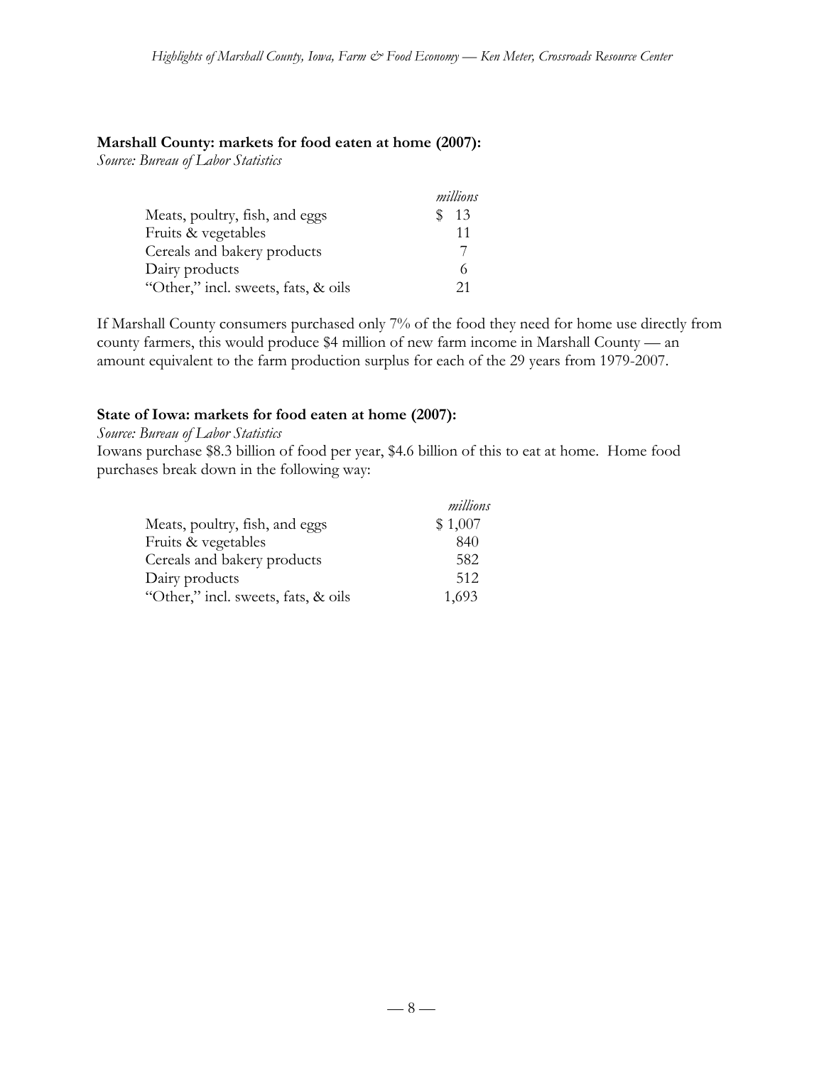**Marshall County: markets for food eaten at home (2007):**

*Source: Bureau of Labor Statistics*

| | *millions* |
|---|---|
| Meats, poultry, fish, and eggs | $ 13 |
| Fruits & vegetables | 11 |
| Cereals and bakery products | 7 |
| Dairy products | 6 |
| "Other," incl. sweets, fats, & oils | 21 |

If Marshall County consumers purchased only 7% of the food they need for home use directly from county farmers, this would produce $4 million of new farm income in Marshall County — an amount equivalent to the farm production surplus for each of the 29 years from 1979-2007.

**State of Iowa: markets for food eaten at home (2007):**

*Source: Bureau of Labor Statistics*

Iowans purchase $8.3 billion of food per year, $4.6 billion of this to eat at home. Home food purchases break down in the following way:

| | *millions* |
|---|---|
| Meats, poultry, fish, and eggs | $ 1,007 |
| Fruits & vegetables | 840 |
| Cereals and bakery products | 582 |
| Dairy products | 512 |
| "Other," incl. sweets, fats, & oils | 1,693 |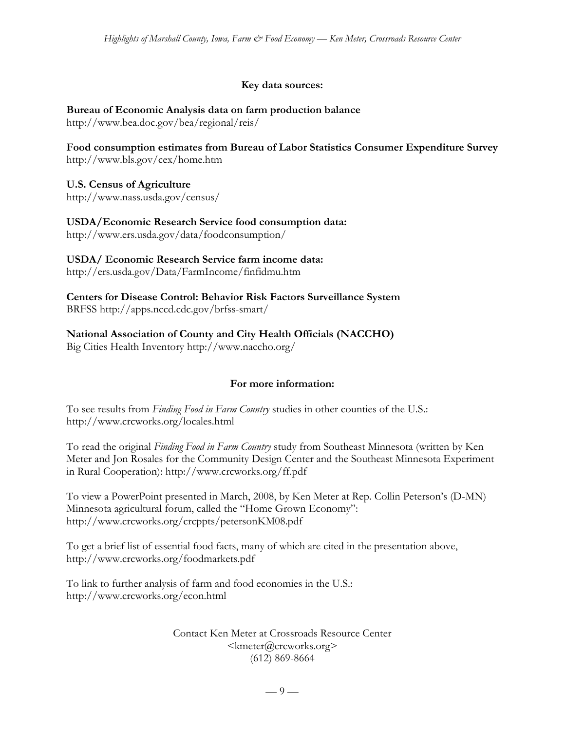### Key data sources:

**Bureau of Economic Analysis data on farm production balance**
http://www.bea.doc.gov/bea/regional/reis/

**Food consumption estimates from Bureau of Labor Statistics Consumer Expenditure Survey**
http://www.bls.gov/cex/home.htm

**U.S. Census of Agriculture**
http://www.nass.usda.gov/census/

**USDA/Economic Research Service food consumption data:**
http://www.ers.usda.gov/data/foodconsumption/

**USDA/ Economic Research Service farm income data:**
http://ers.usda.gov/Data/FarmIncome/finfidmu.htm

**Centers for Disease Control: Behavior Risk Factors Surveillance System**
BRFSS http://apps.nccd.cdc.gov/brfss-smart/

**National Association of County and City Health Officials (NACCHO)**
Big Cities Health Inventory http://www.naccho.org/

### For more information:

To see results from *Finding Food in Farm Country* studies in other counties of the U.S.: http://www.crcworks.org/locales.html

To read the original *Finding Food in Farm Country* study from Southeast Minnesota (written by Ken Meter and Jon Rosales for the Community Design Center and the Southeast Minnesota Experiment in Rural Cooperation): http://www.crcworks.org/ff.pdf

To view a PowerPoint presented in March, 2008, by Ken Meter at Rep. Collin Peterson's (D-MN) Minnesota agricultural forum, called the "Home Grown Economy": http://www.crcworks.org/crcppts/petersonKM08.pdf

To get a brief list of essential food facts, many of which are cited in the presentation above, http://www.crcworks.org/foodmarkets.pdf

To link to further analysis of farm and food economies in the U.S.: http://www.crcworks.org/econ.html

Contact Ken Meter at Crossroads Resource Center
<kmeter@crcworks.org>
(612) 869-8664